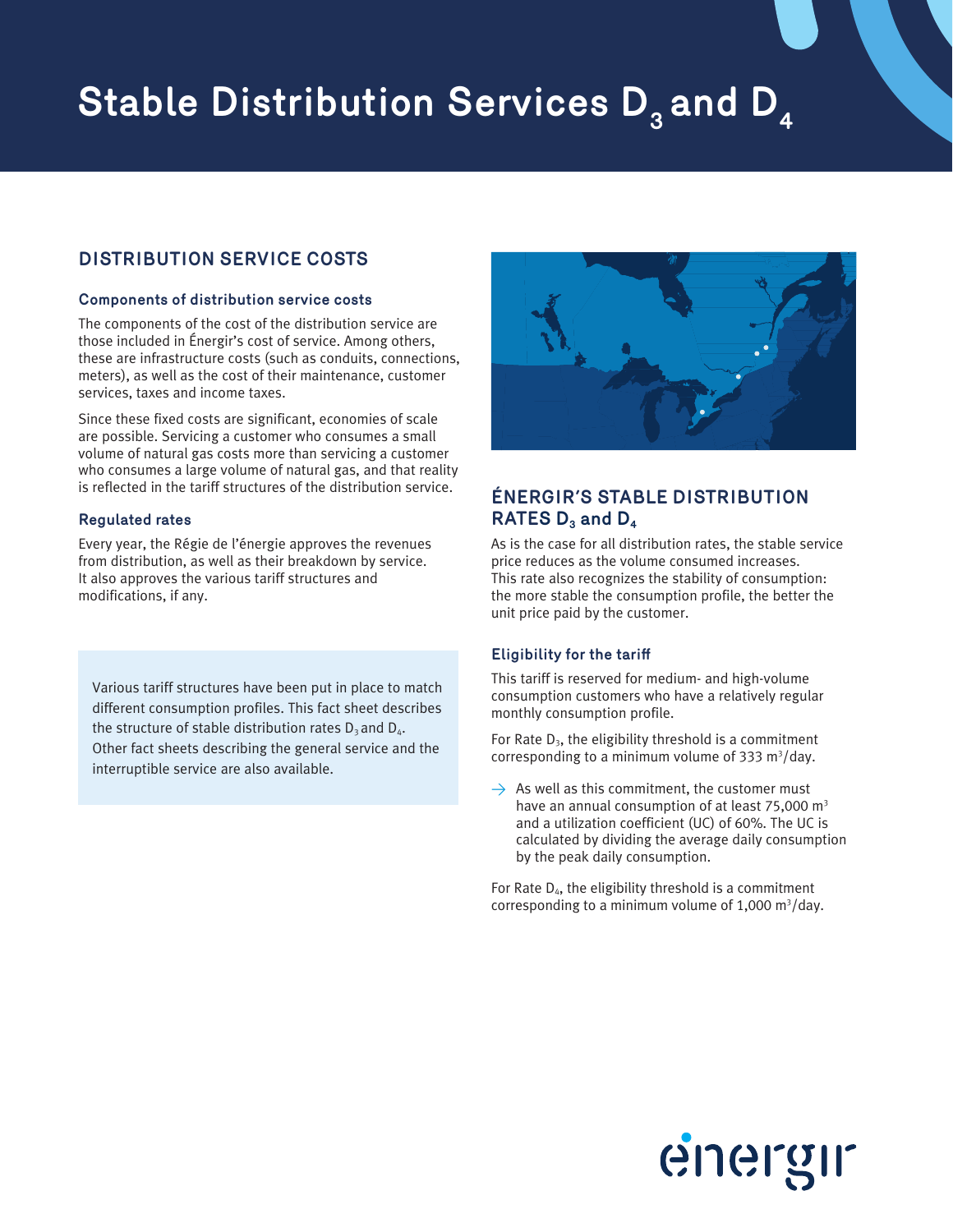# Stable Distribution Services $D_3$ and $D_4$

## DISTRIBUTION SERVICE COSTS

### Components of distribution service costs

The components of the cost of the distribution service are those included in Énergir's cost of service. Among others, these are infrastructure costs (such as conduits, connections, meters), as well as the cost of their maintenance, customer services, taxes and income taxes.

Since these fixed costs are significant, economies of scale are possible. Servicing a customer who consumes a small volume of natural gas costs more than servicing a customer who consumes a large volume of natural gas, and that reality is reflected in the tariff structures of the distribution service.

### Regulated rates

Every year, the Régie de l'énergie approves the revenues from distribution, as well as their breakdown by service. It also approves the various tariff structures and modifications, if any.

Various tariff structures have been put in place to match different consumption profiles. This fact sheet describes the structure of stable distribution rates $D_3$ and $D_4$. Other fact sheets describing the general service and the interruptible service are also available.

## ÉNERGIR'S STABLE DISTRIBUTION RATES $D_3$ and $D_4$

As is the case for all distribution rates, the stable service price reduces as the volume consumed increases. This rate also recognizes the stability of consumption: the more stable the consumption profile, the better the unit price paid by the customer.

### Eligibility for the tariff

This tariff is reserved for medium- and high-volume consumption customers who have a relatively regular monthly consumption profile.

For Rate $D_3$, the eligibility threshold is a commitment corresponding to a minimum volume of 333 $m^3$/day.

→ As well as this commitment, the customer must have an annual consumption of at least 75,000 $m^3$ and a utilization coefficient (UC) of 60%. The UC is calculated by dividing the average daily consumption by the peak daily consumption.

For Rate $D_4$, the eligibility threshold is a commitment corresponding to a minimum volume of 1,000 $m^3$/day.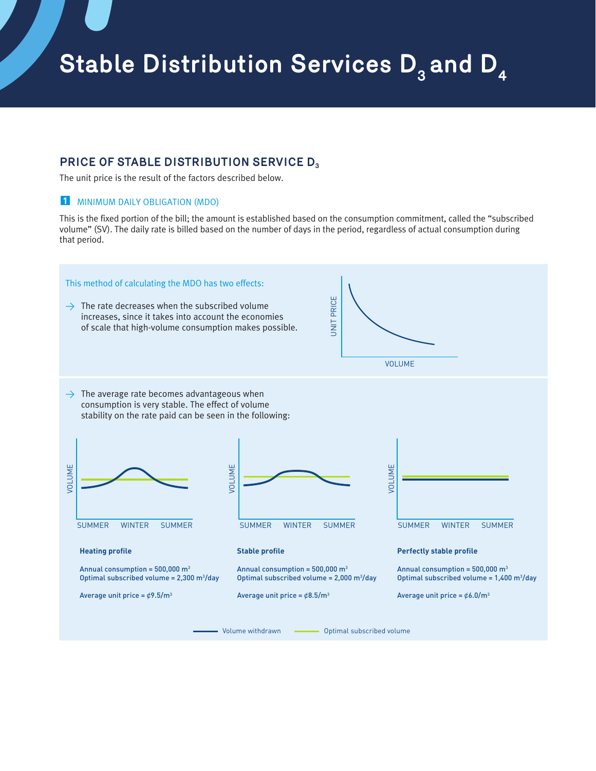# Stable Distribution Services $D_3$ and $D_4$

## PRICE OF STABLE DISTRIBUTION SERVICE $D_3$

The unit price is the result of the factors described below.

### 1 MINIMUM DAILY OBLIGATION (MDO)

This is the fixed portion of the bill; the amount is established based on the consumption commitment, called the "subscribed volume" (SV). The daily rate is billed based on the number of days in the period, regardless of actual consumption during that period.

This method of calculating the MDO has two effects:

- → The rate decreases when the subscribed volume increases, since it takes into account the economies of scale that high-volume consumption makes possible.

- → The average rate becomes advantageous when consumption is very stable. The effect of volume stability on the rate paid can be seen in the following:

**Heating profile**

Annual consumption = 500,000 $m^3$
Optimal subscribed volume = 2,300 $m^3$/day

Average unit price = ¢9.5/$m^3$

**Stable profile**

Annual consumption = 500,000 $m^3$
Optimal subscribed volume = 2,000 $m^3$/day

Average unit price = ¢8.5/$m^3$

**Perfectly stable profile**

Annual consumption = 500,000 $m^3$
Optimal subscribed volume = 1,400 $m^3$/day

Average unit price = ¢6.0/$m^3$

Volume withdrawn — Optimal subscribed volume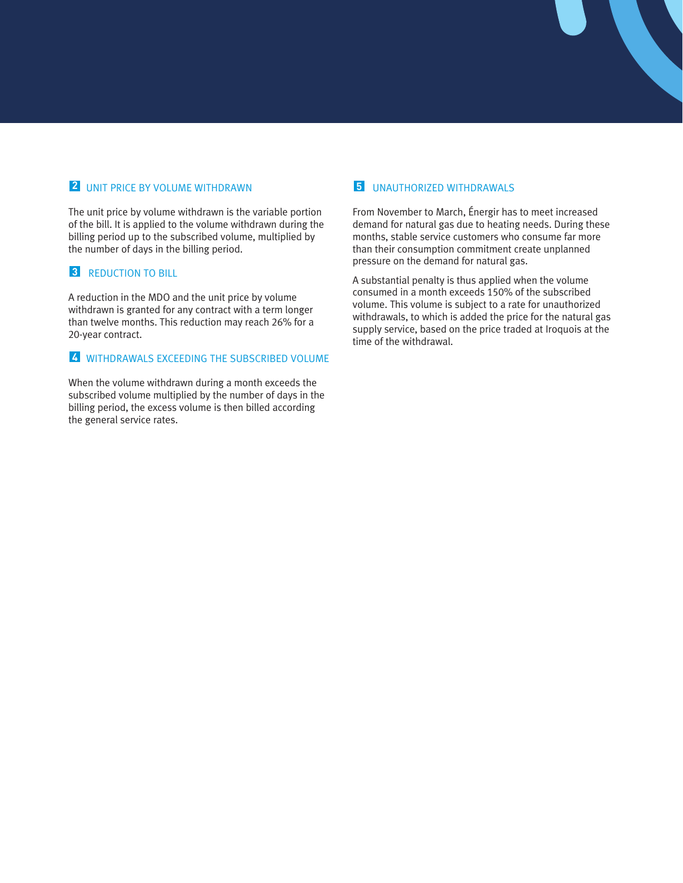## 2 UNIT PRICE BY VOLUME WITHDRAWN

The unit price by volume withdrawn is the variable portion of the bill. It is applied to the volume withdrawn during the billing period up to the subscribed volume, multiplied by the number of days in the billing period.

## 3 REDUCTION TO BILL

A reduction in the MDO and the unit price by volume withdrawn is granted for any contract with a term longer than twelve months. This reduction may reach 26% for a 20-year contract.

## 4 WITHDRAWALS EXCEEDING THE SUBSCRIBED VOLUME

When the volume withdrawn during a month exceeds the subscribed volume multiplied by the number of days in the billing period, the excess volume is then billed according the general service rates.

## 5 UNAUTHORIZED WITHDRAWALS

From November to March, Énergir has to meet increased demand for natural gas due to heating needs. During these months, stable service customers who consume far more than their consumption commitment create unplanned pressure on the demand for natural gas.

A substantial penalty is thus applied when the volume consumed in a month exceeds 150% of the subscribed volume. This volume is subject to a rate for unauthorized withdrawals, to which is added the price for the natural gas supply service, based on the price traded at Iroquois at the time of the withdrawal.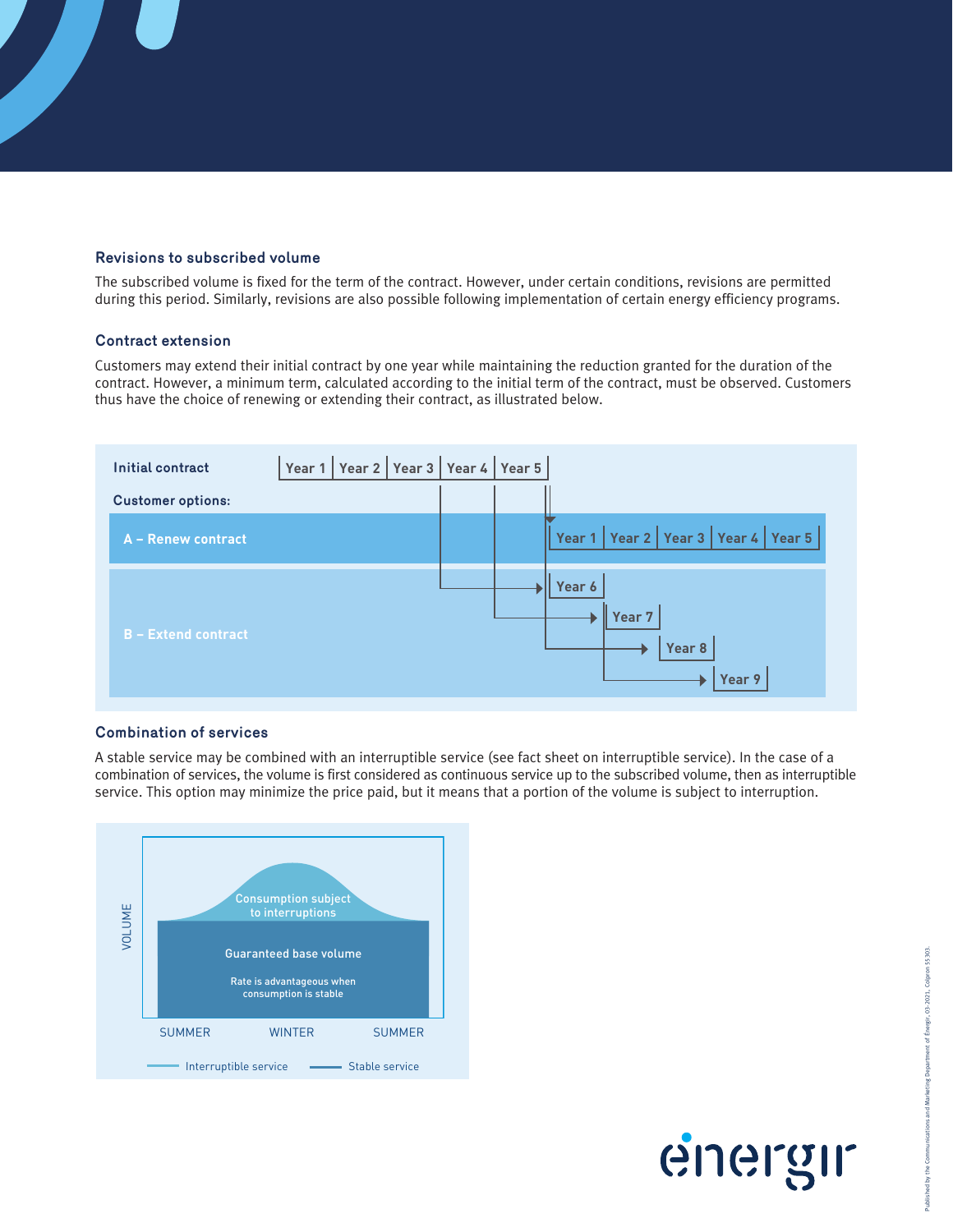### Revisions to subscribed volume

The subscribed volume is fixed for the term of the contract. However, under certain conditions, revisions are permitted during this period. Similarly, revisions are also possible following implementation of certain energy efficiency programs.

### Contract extension

Customers may extend their initial contract by one year while maintaining the reduction granted for the duration of the contract. However, a minimum term, calculated according to the initial term of the contract, must be observed. Customers thus have the choice of renewing or extending their contract, as illustrated below.

Initial contract
Year 1 | Year 2 | Year 3 | Year 4 | Year 5

Customer options:

A – Renew contract
Year 1 | Year 2 | Year 3 | Year 4 | Year 5

B – Extend contract
Year 6
Year 7
Year 8
Year 9

### Combination of services

A stable service may be combined with an interruptible service (see fact sheet on interruptible service). In the case of a combination of services, the volume is first considered as continuous service up to the subscribed volume, then as interruptible service. This option may minimize the price paid, but it means that a portion of the volume is subject to interruption.

VOLUME

Consumption subject to interruptions

Guaranteed base volume

Rate is advantageous when consumption is stable

SUMMER WINTER SUMMER

Interruptible service
Stable service

énergir

Published by the Communications and Marketing Department of Énergir, 03-2021, Colpron 55303.